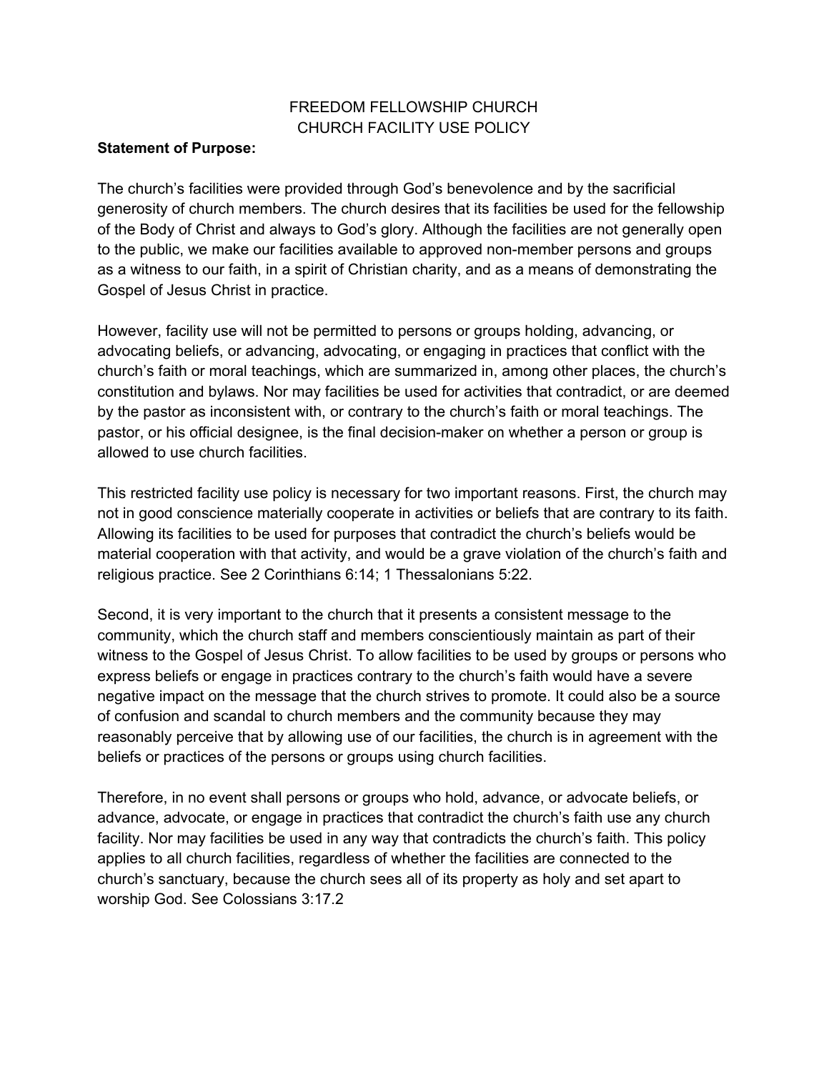FREEDOM FELLOWSHIP CHURCH
CHURCH FACILITY USE POLICY

**Statement of Purpose:**

The church's facilities were provided through God's benevolence and by the sacrificial generosity of church members. The church desires that its facilities be used for the fellowship of the Body of Christ and always to God's glory. Although the facilities are not generally open to the public, we make our facilities available to approved non-member persons and groups as a witness to our faith, in a spirit of Christian charity, and as a means of demonstrating the Gospel of Jesus Christ in practice.

However, facility use will not be permitted to persons or groups holding, advancing, or advocating beliefs, or advancing, advocating, or engaging in practices that conflict with the church's faith or moral teachings, which are summarized in, among other places, the church's constitution and bylaws. Nor may facilities be used for activities that contradict, or are deemed by the pastor as inconsistent with, or contrary to the church's faith or moral teachings. The pastor, or his official designee, is the final decision-maker on whether a person or group is allowed to use church facilities.

This restricted facility use policy is necessary for two important reasons. First, the church may not in good conscience materially cooperate in activities or beliefs that are contrary to its faith. Allowing its facilities to be used for purposes that contradict the church's beliefs would be material cooperation with that activity, and would be a grave violation of the church's faith and religious practice. See 2 Corinthians 6:14; 1 Thessalonians 5:22.

Second, it is very important to the church that it presents a consistent message to the community, which the church staff and members conscientiously maintain as part of their witness to the Gospel of Jesus Christ. To allow facilities to be used by groups or persons who express beliefs or engage in practices contrary to the church's faith would have a severe negative impact on the message that the church strives to promote. It could also be a source of confusion and scandal to church members and the community because they may reasonably perceive that by allowing use of our facilities, the church is in agreement with the beliefs or practices of the persons or groups using church facilities.

Therefore, in no event shall persons or groups who hold, advance, or advocate beliefs, or advance, advocate, or engage in practices that contradict the church's faith use any church facility. Nor may facilities be used in any way that contradicts the church's faith. This policy applies to all church facilities, regardless of whether the facilities are connected to the church's sanctuary, because the church sees all of its property as holy and set apart to worship God. See Colossians 3:17.2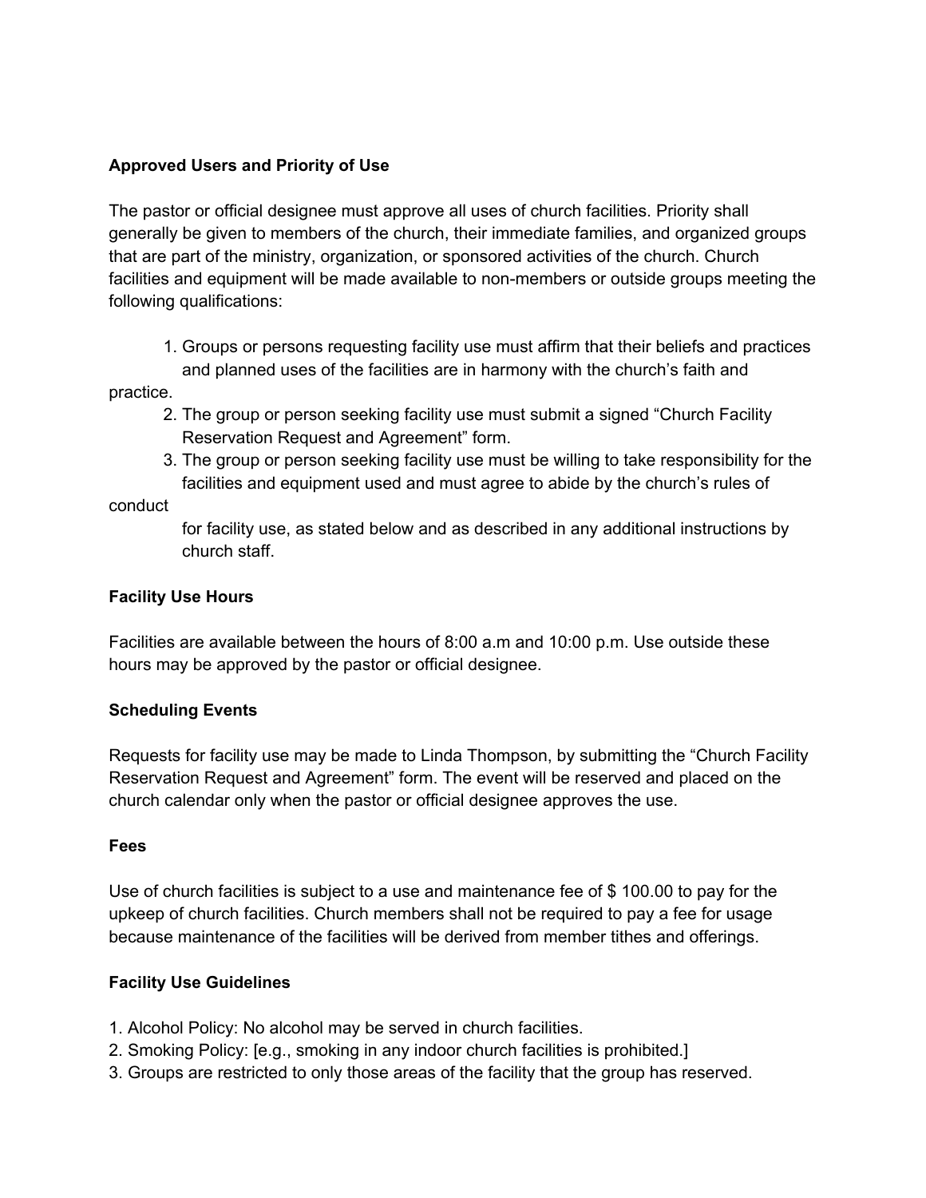**Approved Users and Priority of Use**

The pastor or official designee must approve all uses of church facilities. Priority shall generally be given to members of the church, their immediate families, and organized groups that are part of the ministry, organization, or sponsored activities of the church. Church facilities and equipment will be made available to non-members or outside groups meeting the following qualifications:

1. Groups or persons requesting facility use must affirm that their beliefs and practices and planned uses of the facilities are in harmony with the church's faith and practice.
2. The group or person seeking facility use must submit a signed "Church Facility Reservation Request and Agreement" form.
3. The group or person seeking facility use must be willing to take responsibility for the facilities and equipment used and must agree to abide by the church's rules of conduct for facility use, as stated below and as described in any additional instructions by church staff.

**Facility Use Hours**

Facilities are available between the hours of 8:00 a.m and 10:00 p.m. Use outside these hours may be approved by the pastor or official designee.

**Scheduling Events**

Requests for facility use may be made to Linda Thompson, by submitting the "Church Facility Reservation Request and Agreement" form. The event will be reserved and placed on the church calendar only when the pastor or official designee approves the use.

**Fees**

Use of church facilities is subject to a use and maintenance fee of $ 100.00 to pay for the upkeep of church facilities. Church members shall not be required to pay a fee for usage because maintenance of the facilities will be derived from member tithes and offerings.

**Facility Use Guidelines**

1. Alcohol Policy: No alcohol may be served in church facilities.
2. Smoking Policy: [e.g., smoking in any indoor church facilities is prohibited.]
3. Groups are restricted to only those areas of the facility that the group has reserved.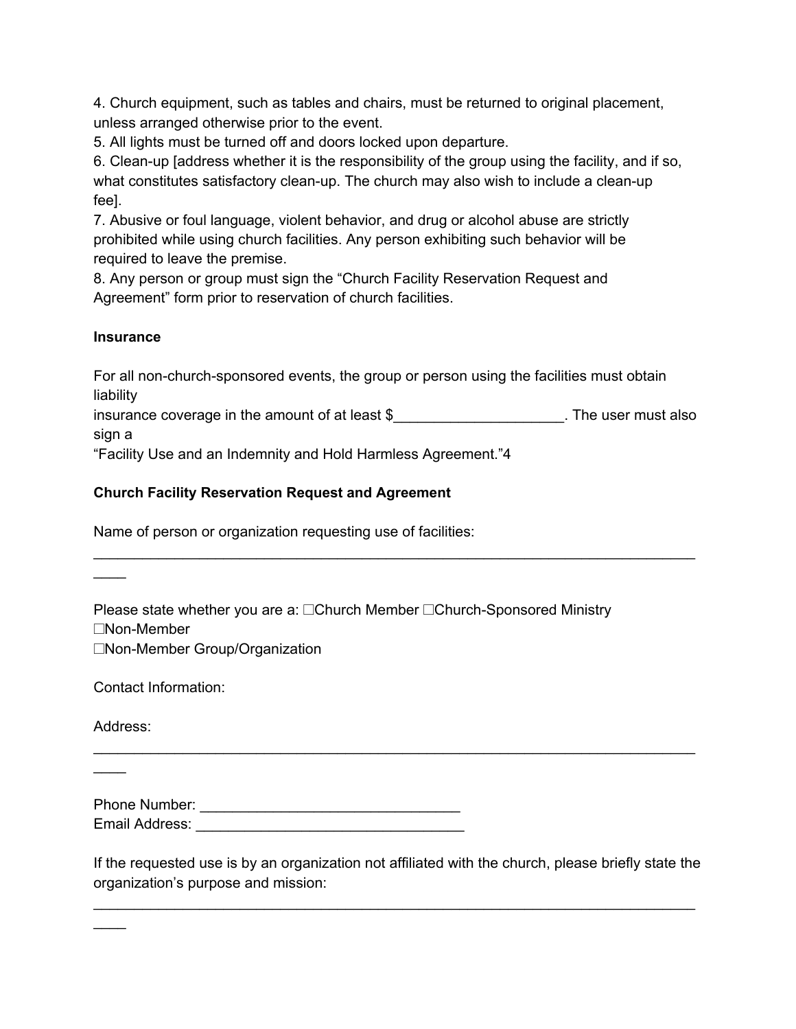4. Church equipment, such as tables and chairs, must be returned to original placement, unless arranged otherwise prior to the event.
5. All lights must be turned off and doors locked upon departure.
6. Clean-up [address whether it is the responsibility of the group using the facility, and if so, what constitutes satisfactory clean-up. The church may also wish to include a clean-up fee].
7. Abusive or foul language, violent behavior, and drug or alcohol abuse are strictly prohibited while using church facilities. Any person exhibiting such behavior will be required to leave the premise.
8. Any person or group must sign the "Church Facility Reservation Request and Agreement" form prior to reservation of church facilities.

**Insurance**

For all non-church-sponsored events, the group or person using the facilities must obtain liability insurance coverage in the amount of at least $_____________________. The user must also sign a "Facility Use and an Indemnity and Hold Harmless Agreement."4

**Church Facility Reservation Request and Agreement**

Name of person or organization requesting use of facilities:

________________________________________________________________________________

Please state whether you are a: ☐Church Member ☐Church-Sponsored Ministry
☐Non-Member
☐Non-Member Group/Organization

Contact Information:

Address:

________________________________________________________________________________

Phone Number: ________________________________
Email Address: _________________________________

If the requested use is by an organization not affiliated with the church, please briefly state the organization's purpose and mission:

________________________________________________________________________________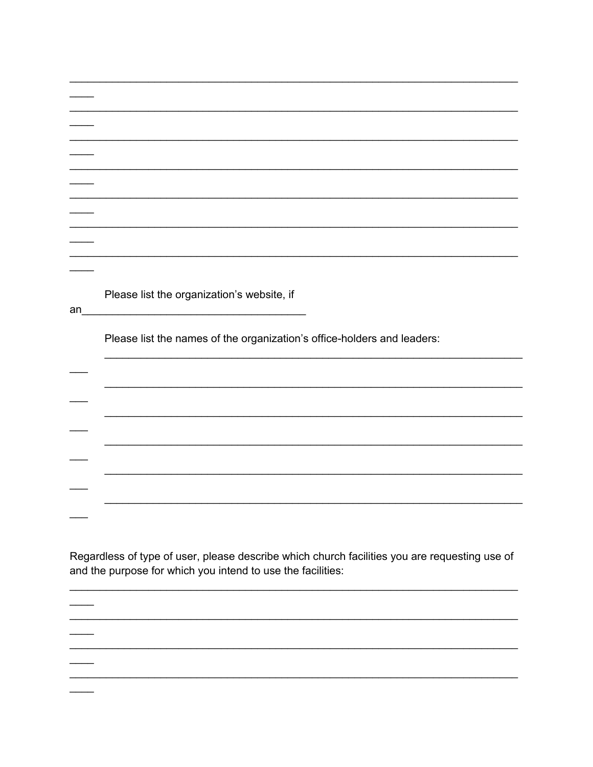___________________________________________________________________________
____
___________________________________________________________________________
____
___________________________________________________________________________
____
___________________________________________________________________________
____
___________________________________________________________________________
____
___________________________________________________________________________
____
___________________________________________________________________________
____

Please list the organization's website, if an______________________________________

Please list the names of the organization's office-holders and leaders:

___________________________________________________________________________
___
___________________________________________________________________________
___
___________________________________________________________________________
___
___________________________________________________________________________
___
___________________________________________________________________________
___
___________________________________________________________________________
___

Regardless of type of user, please describe which church facilities you are requesting use of and the purpose for which you intend to use the facilities:

___________________________________________________________________________
____
___________________________________________________________________________
____
___________________________________________________________________________
____
___________________________________________________________________________
____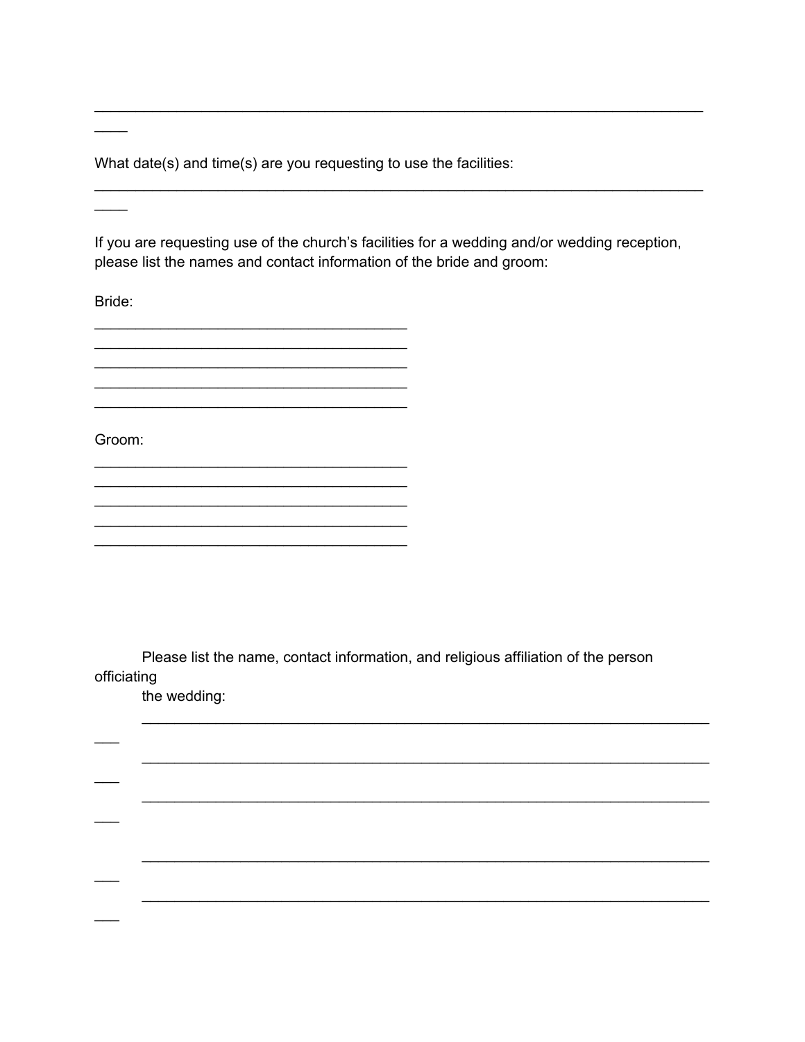______________________________________________________________________________
____

What date(s) and time(s) are you requesting to use the facilities:

______________________________________________________________________________
____

If you are requesting use of the church's facilities for a wedding and/or wedding reception, please list the names and contact information of the bride and groom:

Bride:

________________________________________
________________________________________
________________________________________
________________________________________
________________________________________

Groom:

________________________________________
________________________________________
________________________________________
________________________________________
________________________________________

Please list the name, contact information, and religious affiliation of the person officiating the wedding:

_________________________________________________________________________
___
_________________________________________________________________________
___
_________________________________________________________________________
___

_________________________________________________________________________
___
_________________________________________________________________________
___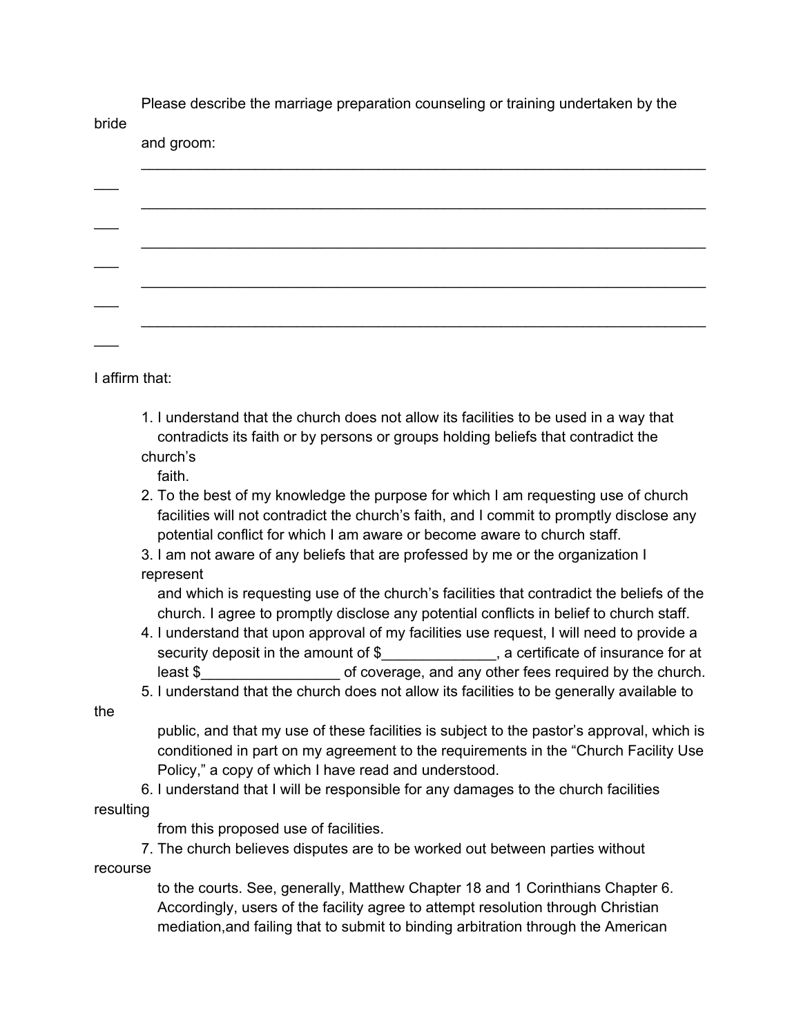Please describe the marriage preparation counseling or training undertaken by the bride and groom:

___________________________________________________________________________

___________________________________________________________________________

___________________________________________________________________________

___________________________________________________________________________

___________________________________________________________________________

I affirm that:

1. I understand that the church does not allow its facilities to be used in a way that contradicts its faith or by persons or groups holding beliefs that contradict the church's faith.
2. To the best of my knowledge the purpose for which I am requesting use of church facilities will not contradict the church's faith, and I commit to promptly disclose any potential conflict for which I am aware or become aware to church staff.
3. I am not aware of any beliefs that are professed by me or the organization I represent and which is requesting use of the church's facilities that contradict the beliefs of the church. I agree to promptly disclose any potential conflicts in belief to church staff.
4. I understand that upon approval of my facilities use request, I will need to provide a security deposit in the amount of $______________, a certificate of insurance for at least $_________________ of coverage, and any other fees required by the church.
5. I understand that the church does not allow its facilities to be generally available to the public, and that my use of these facilities is subject to the pastor's approval, which is conditioned in part on my agreement to the requirements in the "Church Facility Use Policy," a copy of which I have read and understood.
6. I understand that I will be responsible for any damages to the church facilities resulting from this proposed use of facilities.
7. The church believes disputes are to be worked out between parties without recourse to the courts. See, generally, Matthew Chapter 18 and 1 Corinthians Chapter 6. Accordingly, users of the facility agree to attempt resolution through Christian mediation,and failing that to submit to binding arbitration through the American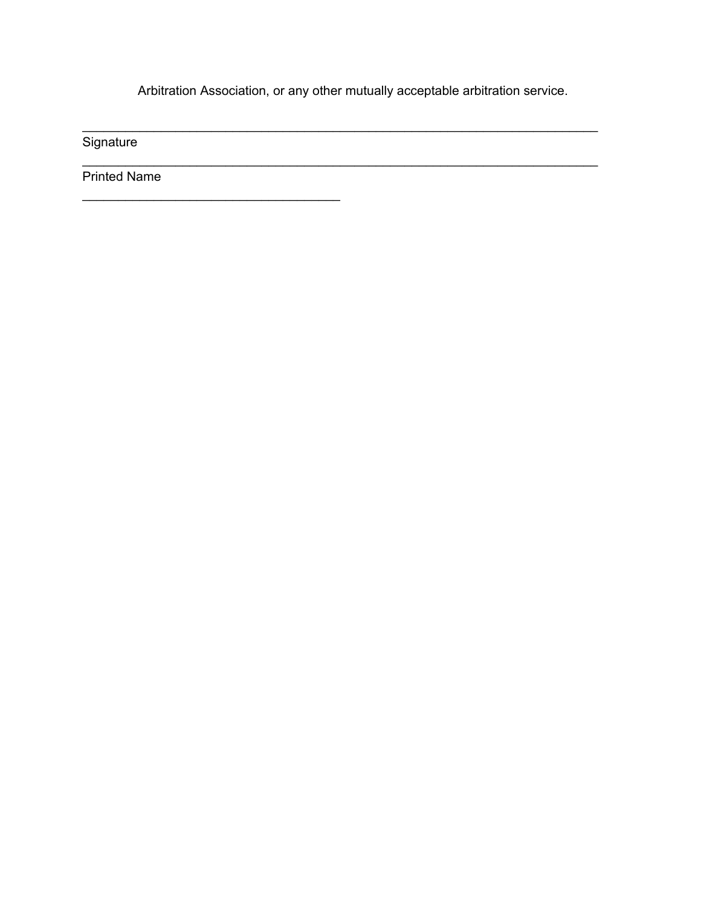Arbitration Association, or any other mutually acceptable arbitration service.

______________________________________________________________________
Signature

______________________________________________________________________
Printed Name

___________________________________